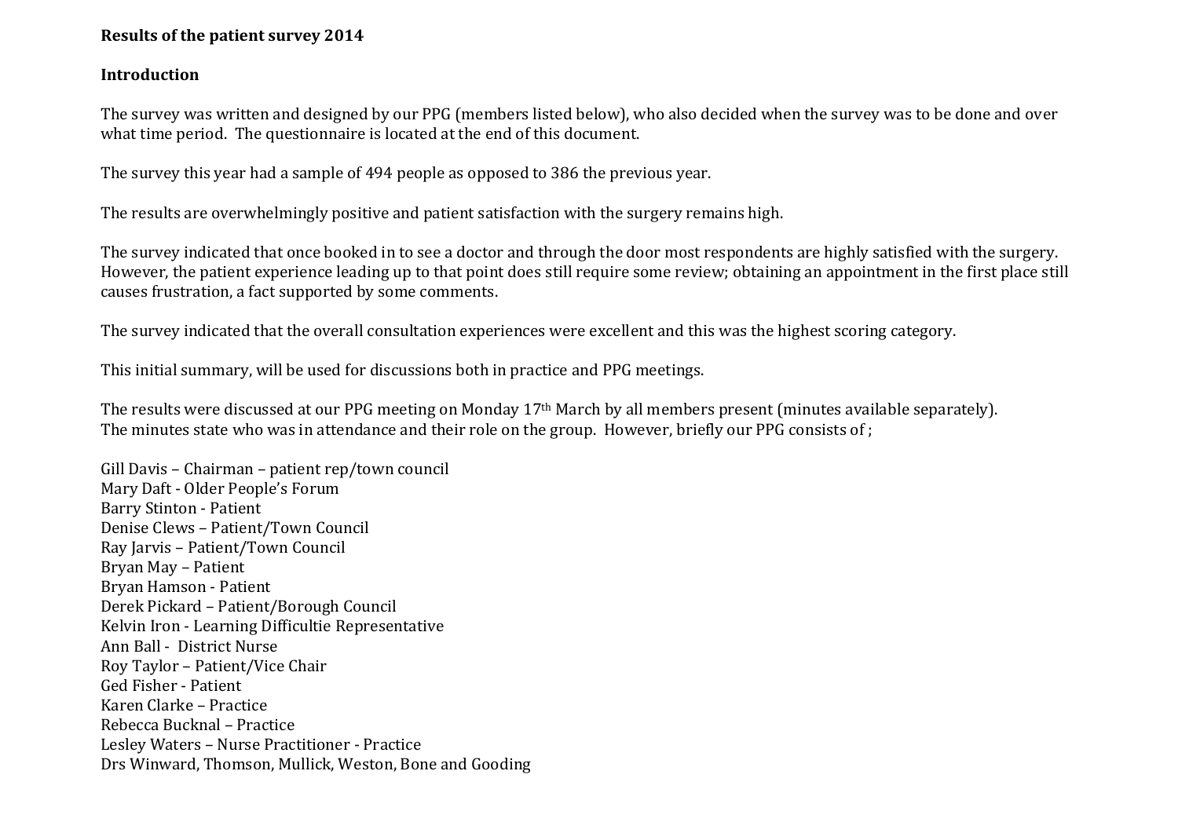**Results of the patient survey 2014**

**Introduction**

The survey was written and designed by our PPG (members listed below), who also decided when the survey was to be done and over what time period. The questionnaire is located at the end of this document.

The survey this year had a sample of 494 people as opposed to 386 the previous year.

The results are overwhelmingly positive and patient satisfaction with the surgery remains high.

The survey indicated that once booked in to see a doctor and through the door most respondents are highly satisfied with the surgery. However, the patient experience leading up to that point does still require some review; obtaining an appointment in the first place still causes frustration, a fact supported by some comments.

The survey indicated that the overall consultation experiences were excellent and this was the highest scoring category.

This initial summary, will be used for discussions both in practice and PPG meetings.

The results were discussed at our PPG meeting on Monday 17th March by all members present (minutes available separately). The minutes state who was in attendance and their role on the group. However, briefly our PPG consists of ;

Gill Davis – Chairman – patient rep/town council
Mary Daft - Older People's Forum
Barry Stinton - Patient
Denise Clews – Patient/Town Council
Ray Jarvis – Patient/Town Council
Bryan May – Patient
Bryan Hamson - Patient
Derek Pickard – Patient/Borough Council
Kelvin Iron - Learning Difficultie Representative
Ann Ball - District Nurse
Roy Taylor – Patient/Vice Chair
Ged Fisher - Patient
Karen Clarke – Practice
Rebecca Bucknal – Practice
Lesley Waters – Nurse Practitioner - Practice
Drs Winward, Thomson, Mullick, Weston, Bone and Gooding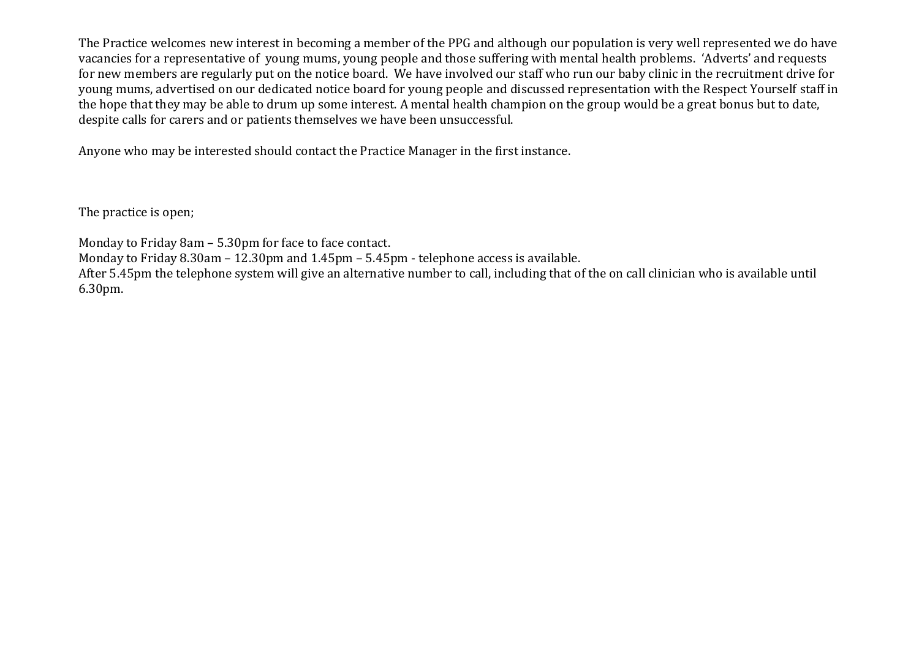The Practice welcomes new interest in becoming a member of the PPG and although our population is very well represented we do have vacancies for a representative of young mums, young people and those suffering with mental health problems. 'Adverts' and requests for new members are regularly put on the notice board. We have involved our staff who run our baby clinic in the recruitment drive for young mums, advertised on our dedicated notice board for young people and discussed representation with the Respect Yourself staff in the hope that they may be able to drum up some interest. A mental health champion on the group would be a great bonus but to date, despite calls for carers and or patients themselves we have been unsuccessful.

Anyone who may be interested should contact the Practice Manager in the first instance.

The practice is open;

Monday to Friday 8am – 5.30pm for face to face contact.
Monday to Friday 8.30am – 12.30pm and 1.45pm – 5.45pm - telephone access is available.
After 5.45pm the telephone system will give an alternative number to call, including that of the on call clinician who is available until 6.30pm.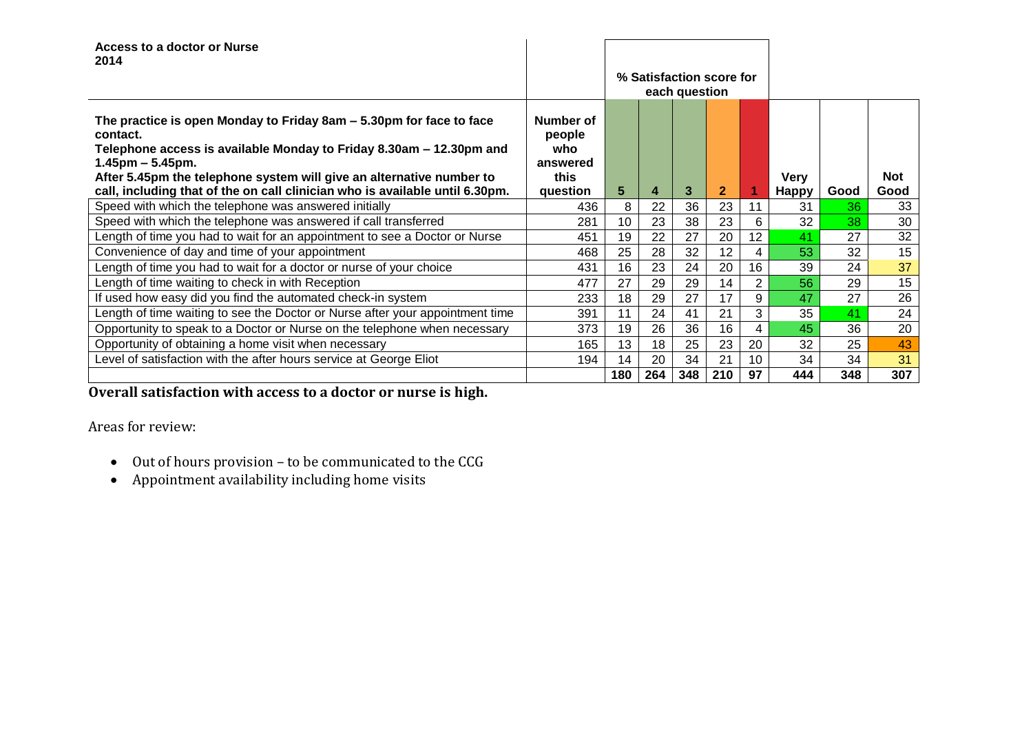| **Access to a doctor or Nurse 2014** | | **% Satisfaction score for each question** | | | | | | | |
|---|---|---|---|---|---|---|---|---|---|
| **The practice is open Monday to Friday 8am – 5.30pm for face to face contact. Telephone access is available Monday to Friday 8.30am – 12.30pm and 1.45pm – 5.45pm. After 5.45pm the telephone system will give an alternative number to call, including that of the on call clinician who is available until 6.30pm.** | **Number of people who answered this question** | **5** | **4** | **3** | **2** | **1** | **Very Happy** | **Good** | **Not Good** |
| Speed with which the telephone was answered initially | 436 | 8 | 22 | 36 | 23 | 11 | 31 | 36 | 33 |
| Speed with which the telephone was answered if call transferred | 281 | 10 | 23 | 38 | 23 | 6 | 32 | 38 | 30 |
| Length of time you had to wait for an appointment to see a Doctor or Nurse | 451 | 19 | 22 | 27 | 20 | 12 | 41 | 27 | 32 |
| Convenience of day and time of your appointment | 468 | 25 | 28 | 32 | 12 | 4 | 53 | 32 | 15 |
| Length of time you had to wait for a doctor or nurse of your choice | 431 | 16 | 23 | 24 | 20 | 16 | 39 | 24 | 37 |
| Length of time waiting to check in with Reception | 477 | 27 | 29 | 29 | 14 | 2 | 56 | 29 | 15 |
| If used how easy did you find the automated check-in system | 233 | 18 | 29 | 27 | 17 | 9 | 47 | 27 | 26 |
| Length of time waiting to see the Doctor or Nurse after your appointment time | 391 | 11 | 24 | 41 | 21 | 3 | 35 | 41 | 24 |
| Opportunity to speak to a Doctor or Nurse on the telephone when necessary | 373 | 19 | 26 | 36 | 16 | 4 | 45 | 36 | 20 |
| Opportunity of obtaining a home visit when necessary | 165 | 13 | 18 | 25 | 23 | 20 | 32 | 25 | 43 |
| Level of satisfaction with the after hours service at George Eliot | 194 | 14 | 20 | 34 | 21 | 10 | 34 | 34 | 31 |
| | | **180** | **264** | **348** | **210** | **97** | **444** | **348** | **307** |

**Overall satisfaction with access to a doctor or nurse is high.**

Areas for review:

- Out of hours provision – to be communicated to the CCG
- Appointment availability including home visits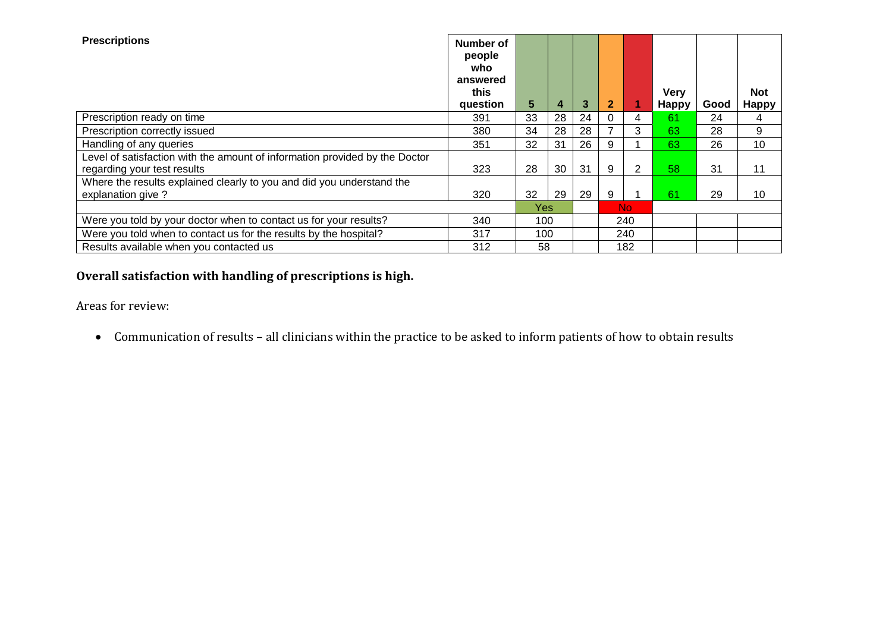| Prescriptions | Number of people who answered this question | 5 | 4 | 3 | 2 | 1 | Very Happy | Good | Not Happy |
|---|---|---|---|---|---|---|---|---|---|
| Prescription ready on time | 391 | 33 | 28 | 24 | 0 | 4 | 61 | 24 | 4 |
| Prescription correctly issued | 380 | 34 | 28 | 28 | 7 | 3 | 63 | 28 | 9 |
| Handling of any queries | 351 | 32 | 31 | 26 | 9 | 1 | 63 | 26 | 10 |
| Level of satisfaction with the amount of information provided by the Doctor regarding your test results | 323 | 28 | 30 | 31 | 9 | 2 | 58 | 31 | 11 |
| Where the results explained clearly to you and did you understand the explanation give ? | 320 | 32 | 29 | 29 | 9 | 1 | 61 | 29 | 10 |
| | | Yes | | | No | | | | |
| Were you told by your doctor when to contact us for your results? | 340 | 100 | | | 240 | | | | |
| Were you told when to contact us for the results by the hospital? | 317 | 100 | | | 240 | | | | |
| Results available when you contacted us | 312 | 58 | | | 182 | | | | |

**Overall satisfaction with handling of prescriptions is high.**

Areas for review:

- Communication of results – all clinicians within the practice to be asked to inform patients of how to obtain results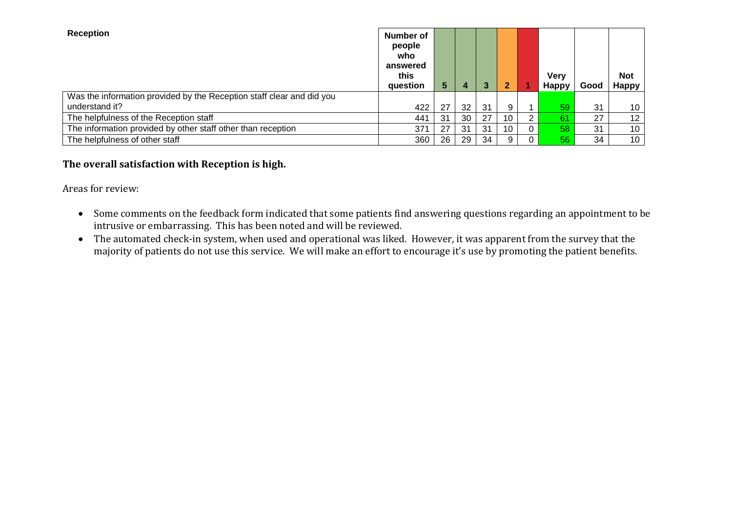| Reception | Number of people who answered this question | 5 | 4 | 3 | 2 | 1 | Very Happy | Good | Not Happy |
|---|---|---|---|---|---|---|---|---|---|
| Was the information provided by the Reception staff clear and did you understand it? | 422 | 27 | 32 | 31 | 9 | 1 | 59 | 31 | 10 |
| The helpfulness of the Reception staff | 441 | 31 | 30 | 27 | 10 | 2 | 61 | 27 | 12 |
| The information provided by other staff other than reception | 371 | 27 | 31 | 31 | 10 | 0 | 58 | 31 | 10 |
| The helpfulness of other staff | 360 | 26 | 29 | 34 | 9 | 0 | 56 | 34 | 10 |

**The overall satisfaction with Reception is high.**

Areas for review:

- Some comments on the feedback form indicated that some patients find answering questions regarding an appointment to be intrusive or embarrassing. This has been noted and will be reviewed.
- The automated check-in system, when used and operational was liked. However, it was apparent from the survey that the majority of patients do not use this service. We will make an effort to encourage it's use by promoting the patient benefits.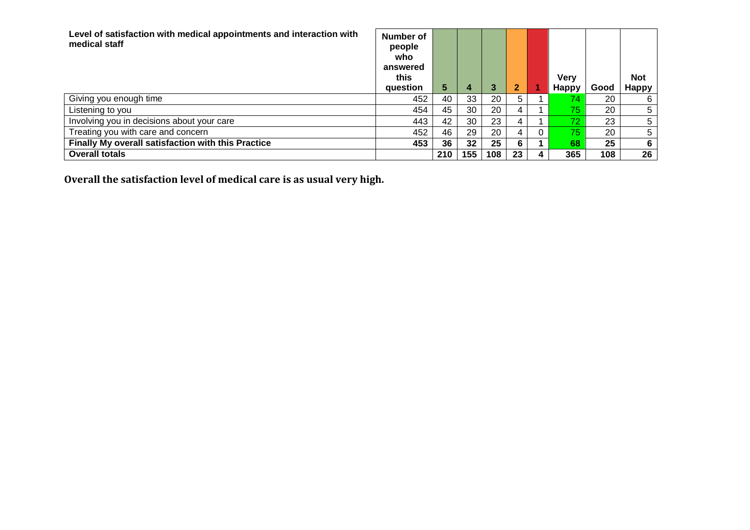| **Level of satisfaction with medical appointments and interaction with medical staff** | **Number of people who answered this question** | **5** | **4** | **3** | **2** | **1** | **Very Happy** | **Good** | **Not Happy** |
|---|---|---|---|---|---|---|---|---|---|
| Giving you enough time | 452 | 40 | 33 | 20 | 5 | 1 | 74 | 20 | 6 |
| Listening to you | 454 | 45 | 30 | 20 | 4 | 1 | 75 | 20 | 5 |
| Involving you in decisions about your care | 443 | 42 | 30 | 23 | 4 | 1 | 72 | 23 | 5 |
| Treating you with care and concern | 452 | 46 | 29 | 20 | 4 | 0 | 75 | 20 | 5 |
| **Finally My overall satisfaction with this Practice** | **453** | **36** | **32** | **25** | **6** | **1** | **68** | **25** | **6** |
| **Overall totals** | | **210** | **155** | **108** | **23** | **4** | **365** | **108** | **26** |

**Overall the satisfaction level of medical care is as usual very high.**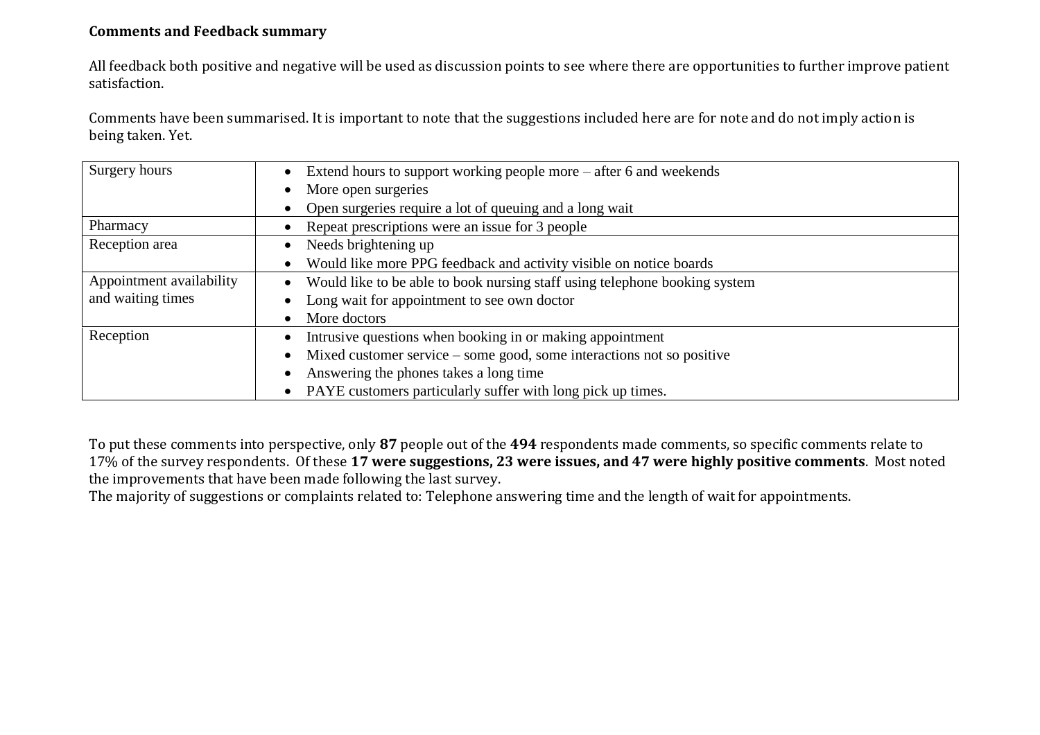**Comments and Feedback summary**

All feedback both positive and negative will be used as discussion points to see where there are opportunities to further improve patient satisfaction.

Comments have been summarised. It is important to note that the suggestions included here are for note and do not imply action is being taken. Yet.

| | |
|---|---|
| Surgery hours | • Extend hours to support working people more – after 6 and weekends<br>• More open surgeries<br>• Open surgeries require a lot of queuing and a long wait |
| Pharmacy | • Repeat prescriptions were an issue for 3 people |
| Reception area | • Needs brightening up<br>• Would like more PPG feedback and activity visible on notice boards |
| Appointment availability and waiting times | • Would like to be able to book nursing staff using telephone booking system<br>• Long wait for appointment to see own doctor<br>• More doctors |
| Reception | • Intrusive questions when booking in or making appointment<br>• Mixed customer service – some good, some interactions not so positive<br>• Answering the phones takes a long time<br>• PAYE customers particularly suffer with long pick up times. |

To put these comments into perspective, only **87** people out of the **494** respondents made comments, so specific comments relate to 17% of the survey respondents. Of these **17 were suggestions, 23 were issues, and 47 were highly positive comments**. Most noted the improvements that have been made following the last survey.
The majority of suggestions or complaints related to: Telephone answering time and the length of wait for appointments.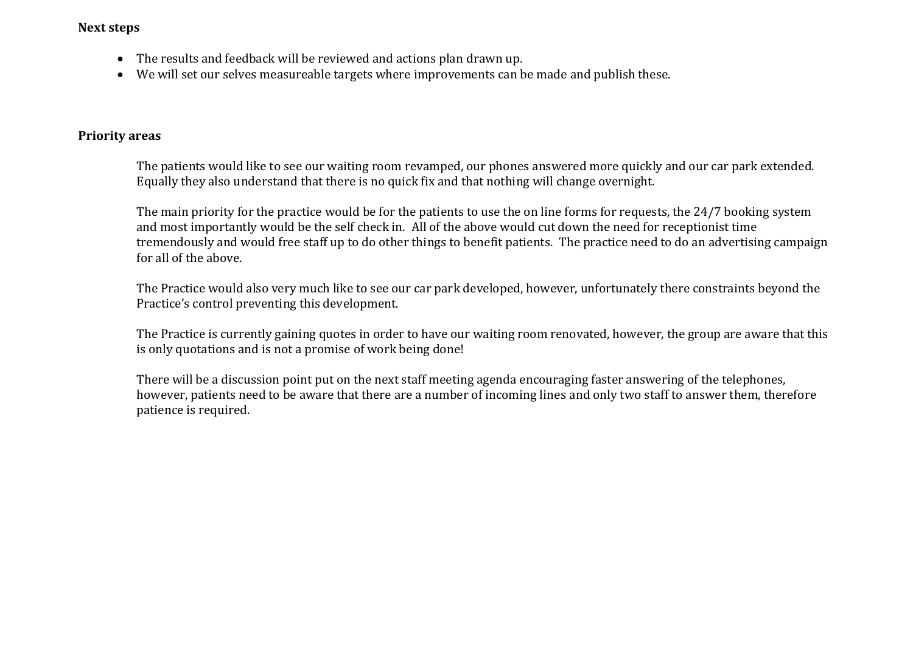**Next steps**

- The results and feedback will be reviewed and actions plan drawn up.
- We will set our selves measureable targets where improvements can be made and publish these.

**Priority areas**

The patients would like to see our waiting room revamped, our phones answered more quickly and our car park extended. Equally they also understand that there is no quick fix and that nothing will change overnight.

The main priority for the practice would be for the patients to use the on line forms for requests, the 24/7 booking system and most importantly would be the self check in. All of the above would cut down the need for receptionist time tremendously and would free staff up to do other things to benefit patients. The practice need to do an advertising campaign for all of the above.

The Practice would also very much like to see our car park developed, however, unfortunately there constraints beyond the Practice's control preventing this development.

The Practice is currently gaining quotes in order to have our waiting room renovated, however, the group are aware that this is only quotations and is not a promise of work being done!

There will be a discussion point put on the next staff meeting agenda encouraging faster answering of the telephones, however, patients need to be aware that there are a number of incoming lines and only two staff to answer them, therefore patience is required.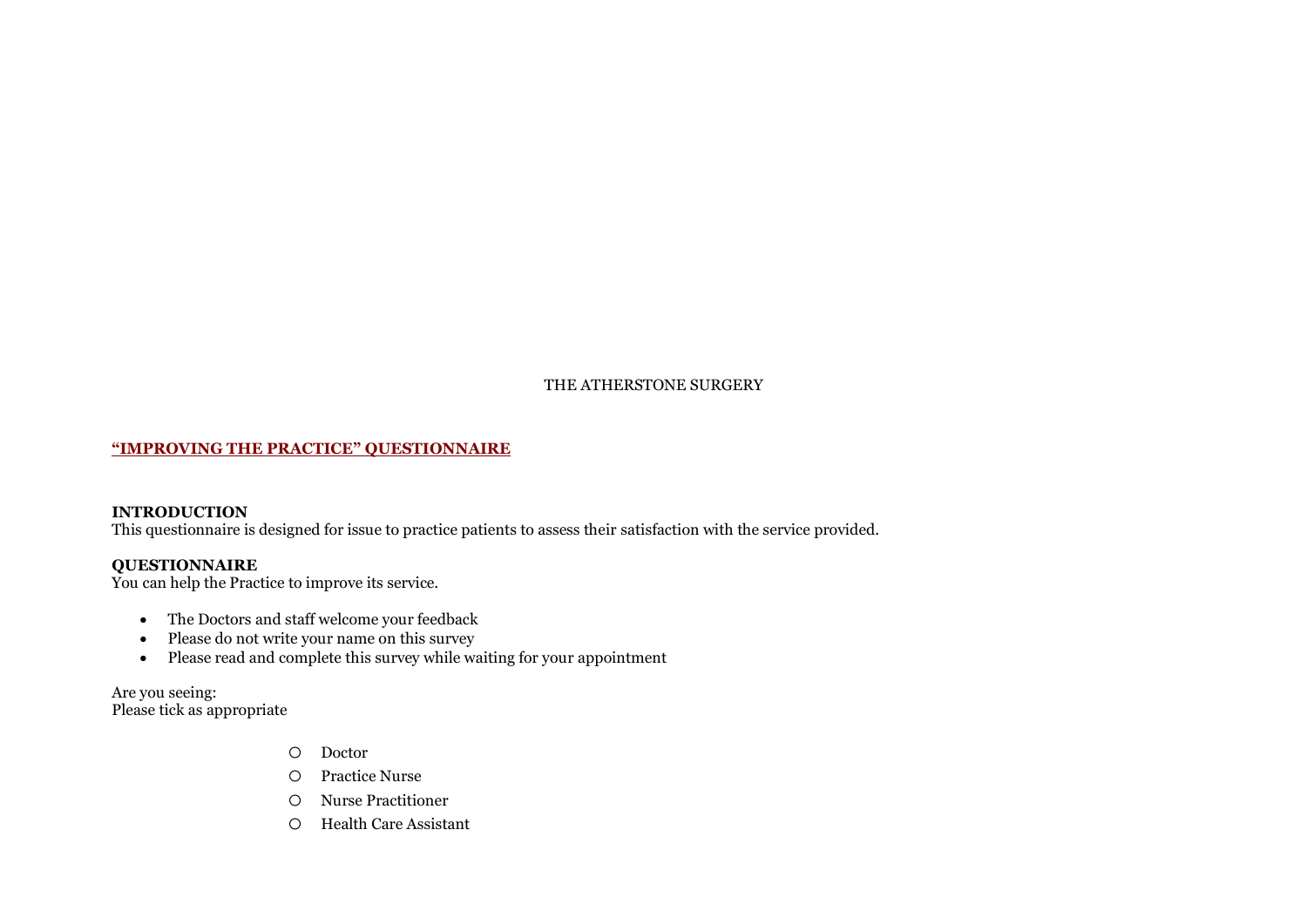THE ATHERSTONE SURGERY

## **"IMPROVING THE PRACTICE" QUESTIONNAIRE**

**INTRODUCTION**
This questionnaire is designed for issue to practice patients to assess their satisfaction with the service provided.

**QUESTIONNAIRE**
You can help the Practice to improve its service.

- The Doctors and staff welcome your feedback
- Please do not write your name on this survey
- Please read and complete this survey while waiting for your appointment

Are you seeing:
Please tick as appropriate

- ○ Doctor
- ○ Practice Nurse
- ○ Nurse Practitioner
- ○ Health Care Assistant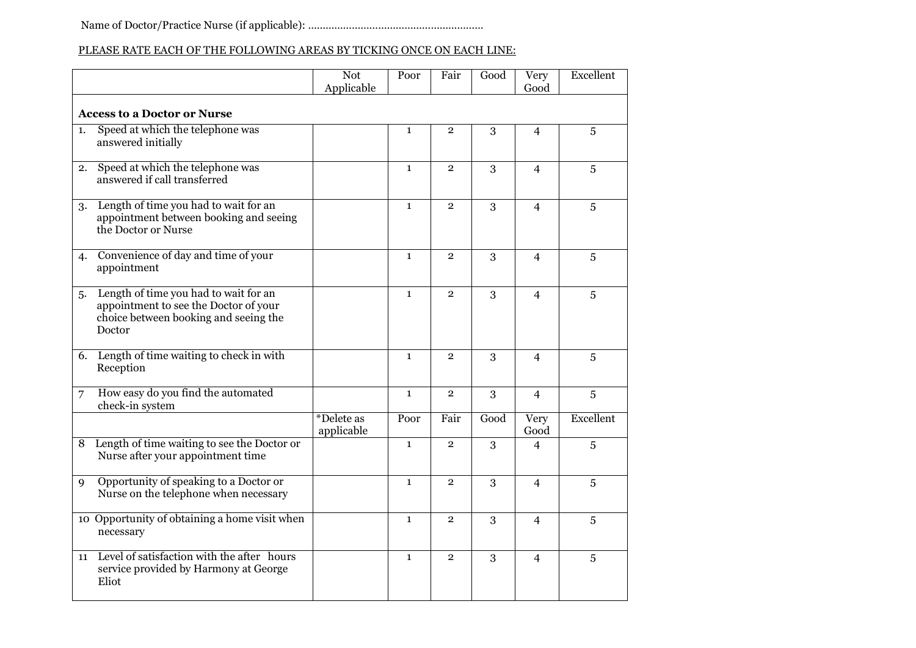Name of Doctor/Practice Nurse (if applicable): ...........................................................

PLEASE RATE EACH OF THE FOLLOWING AREAS BY TICKING ONCE ON EACH LINE:

| | Not Applicable | Poor | Fair | Good | Very Good | Excellent |
|---|---|---|---|---|---|---|
| **Access to a Doctor or Nurse** | | | | | | |
| 1. Speed at which the telephone was answered initially | | 1 | 2 | 3 | 4 | 5 |
| 2. Speed at which the telephone was answered if call transferred | | 1 | 2 | 3 | 4 | 5 |
| 3. Length of time you had to wait for an appointment between booking and seeing the Doctor or Nurse | | 1 | 2 | 3 | 4 | 5 |
| 4. Convenience of day and time of your appointment | | 1 | 2 | 3 | 4 | 5 |
| 5. Length of time you had to wait for an appointment to see the Doctor of your choice between booking and seeing the Doctor | | 1 | 2 | 3 | 4 | 5 |
| 6. Length of time waiting to check in with Reception | | 1 | 2 | 3 | 4 | 5 |
| 7 How easy do you find the automated check-in system | | 1 | 2 | 3 | 4 | 5 |
| | *Delete as applicable | Poor | Fair | Good | Very Good | Excellent |
| 8 Length of time waiting to see the Doctor or Nurse after your appointment time | | 1 | 2 | 3 | 4 | 5 |
| 9 Opportunity of speaking to a Doctor or Nurse on the telephone when necessary | | 1 | 2 | 3 | 4 | 5 |
| 10 Opportunity of obtaining a home visit when necessary | | 1 | 2 | 3 | 4 | 5 |
| 11 Level of satisfaction with the after hours service provided by Harmony at George Eliot | | 1 | 2 | 3 | 4 | 5 |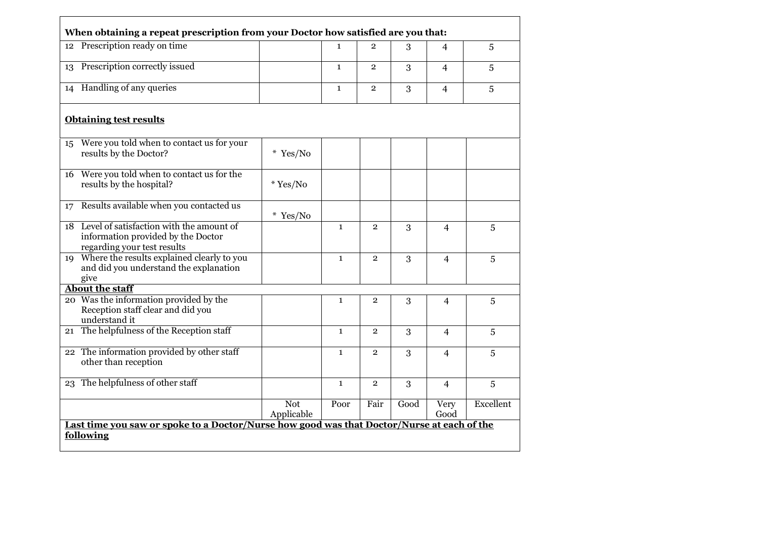| When obtaining a repeat prescription from your Doctor how satisfied are you that: | | | | | | |
|---|---|---|---|---|---|---|
| 12 Prescription ready on time | | 1 | 2 | 3 | 4 | 5 |
| 13 Prescription correctly issued | | 1 | 2 | 3 | 4 | 5 |
| 14 Handling of any queries | | 1 | 2 | 3 | 4 | 5 |
| **Obtaining test results** | | | | | | |
| 15 Were you told when to contact us for your results by the Doctor? | * Yes/No | | | | | |
| 16 Were you told when to contact us for the results by the hospital? | * Yes/No | | | | | |
| 17 Results available when you contacted us | * Yes/No | | | | | |
| 18 Level of satisfaction with the amount of information provided by the Doctor regarding your test results | | 1 | 2 | 3 | 4 | 5 |
| 19 Where the results explained clearly to you and did you understand the explanation give | | 1 | 2 | 3 | 4 | 5 |
| **About the staff** | | | | | | |
| 20 Was the information provided by the Reception staff clear and did you understand it | | 1 | 2 | 3 | 4 | 5 |
| 21 The helpfulness of the Reception staff | | 1 | 2 | 3 | 4 | 5 |
| 22 The information provided by other staff other than reception | | 1 | 2 | 3 | 4 | 5 |
| 23 The helpfulness of other staff | | 1 | 2 | 3 | 4 | 5 |
| | Not Applicable | Poor | Fair | Good | Very Good | Excellent |

**Last time you saw or spoke to a Doctor/Nurse how good was that Doctor/Nurse at each of the following**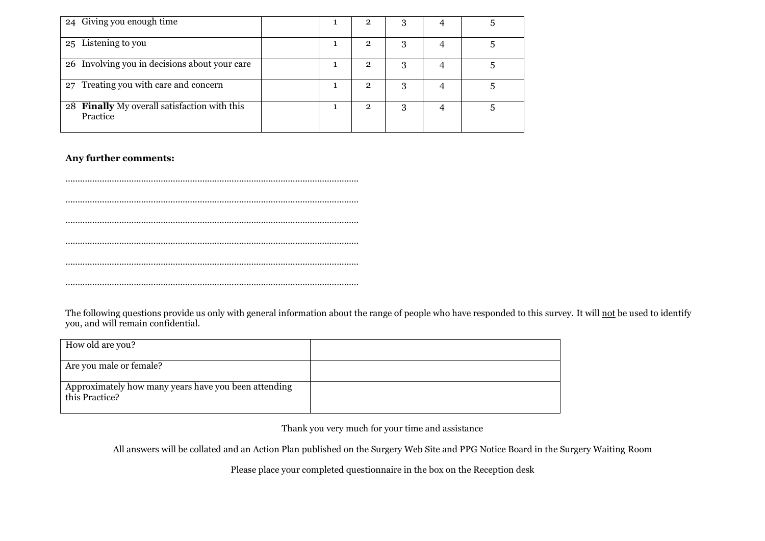| | | | | | | |
|---|---|---|---|---|---|---|
| 24 Giving you enough time | | 1 | 2 | 3 | 4 | 5 |
| 25 Listening to you | | 1 | 2 | 3 | 4 | 5 |
| 26 Involving you in decisions about your care | | 1 | 2 | 3 | 4 | 5 |
| 27 Treating you with care and concern | | 1 | 2 | 3 | 4 | 5 |
| 28 **Finally** My overall satisfaction with this Practice | | 1 | 2 | 3 | 4 | 5 |

**Any further comments:**

.......................................................................................................................

.......................................................................................................................

.......................................................................................................................

.......................................................................................................................

.......................................................................................................................

.......................................................................................................................

The following questions provide us only with general information about the range of people who have responded to this survey. It will not be used to identify you, and will remain confidential.

| | |
|---|---|
| How old are you? | |
| Are you male or female? | |
| Approximately how many years have you been attending this Practice? | |

Thank you very much for your time and assistance

All answers will be collated and an Action Plan published on the Surgery Web Site and PPG Notice Board in the Surgery Waiting Room

Please place your completed questionnaire in the box on the Reception desk